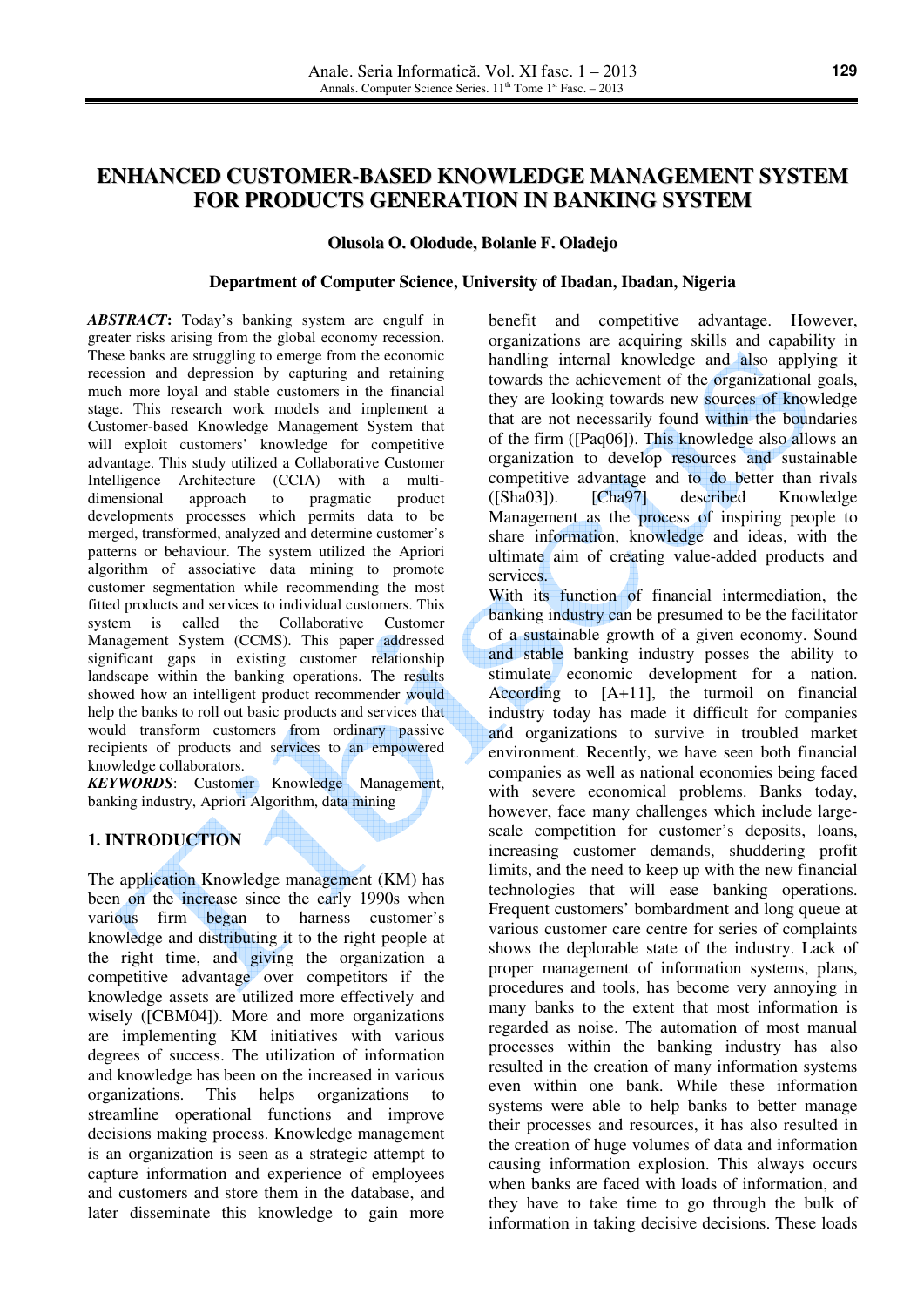# ENHANCED CUSTOMER-BASED KNOWLEDGE MANAGEMENT SYSTEM FOR PRODUCTS GENERATION IN BANKING SYSTEM

**Olusola O. Olodude, Bolanle F. Oladejo**

**Department of Computer Science, University of Ibadan, Ibadan, Nigeria**

***ABSTRACT*:** Today's banking system are engulf in greater risks arising from the global economy recession. These banks are struggling to emerge from the economic recession and depression by capturing and retaining much more loyal and stable customers in the financial stage. This research work models and implement a Customer-based Knowledge Management System that will exploit customers' knowledge for competitive advantage. This study utilized a Collaborative Customer Intelligence Architecture (CCIA) with a multi-dimensional approach to pragmatic product developments processes which permits data to be merged, transformed, analyzed and determine customer's patterns or behaviour. The system utilized the Apriori algorithm of associative data mining to promote customer segmentation while recommending the most fitted products and services to individual customers. This system is called the Collaborative Customer Management System (CCMS). This paper addressed significant gaps in existing customer relationship landscape within the banking operations. The results showed how an intelligent product recommender would help the banks to roll out basic products and services that would transform customers from ordinary passive recipients of products and services to an empowered knowledge collaborators.

***KEYWORDS*:** Customer Knowledge Management, banking industry, Apriori Algorithm, data mining

## 1. INTRODUCTION

The application Knowledge management (KM) has been on the increase since the early 1990s when various firm began to harness customer's knowledge and distributing it to the right people at the right time, and giving the organization a competitive advantage over competitors if the knowledge assets are utilized more effectively and wisely ([CBM04]). More and more organizations are implementing KM initiatives with various degrees of success. The utilization of information and knowledge has been on the increased in various organizations. This helps organizations to streamline operational functions and improve decisions making process. Knowledge management is an organization is seen as a strategic attempt to capture information and experience of employees and customers and store them in the database, and later disseminate this knowledge to gain more benefit and competitive advantage. However, organizations are acquiring skills and capability in handling internal knowledge and also applying it towards the achievement of the organizational goals, they are looking towards new sources of knowledge that are not necessarily found within the boundaries of the firm ([Paq06]). This knowledge also allows an organization to develop resources and sustainable competitive advantage and to do better than rivals ([Sha03]). [Cha97] described Knowledge Management as the process of inspiring people to share information, knowledge and ideas, with the ultimate aim of creating value-added products and services.

With its function of financial intermediation, the banking industry can be presumed to be the facilitator of a sustainable growth of a given economy. Sound and stable banking industry posses the ability to stimulate economic development for a nation. According to [A+11], the turmoil on financial industry today has made it difficult for companies and organizations to survive in troubled market environment. Recently, we have seen both financial companies as well as national economies being faced with severe economical problems. Banks today, however, face many challenges which include large-scale competition for customer's deposits, loans, increasing customer demands, shuddering profit limits, and the need to keep up with the new financial technologies that will ease banking operations. Frequent customers' bombardment and long queue at various customer care centre for series of complaints shows the deplorable state of the industry. Lack of proper management of information systems, plans, procedures and tools, has become very annoying in many banks to the extent that most information is regarded as noise. The automation of most manual processes within the banking industry has also resulted in the creation of many information systems even within one bank. While these information systems were able to help banks to better manage their processes and resources, it has also resulted in the creation of huge volumes of data and information causing information explosion. This always occurs when banks are faced with loads of information, and they have to take time to go through the bulk of information in taking decisive decisions. These loads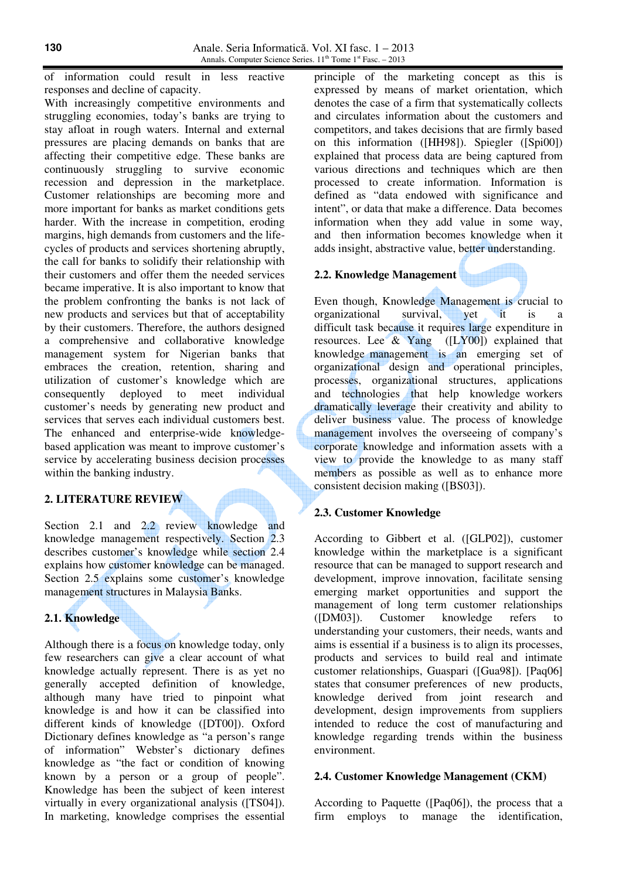of information could result in less reactive responses and decline of capacity.

With increasingly competitive environments and struggling economies, today's banks are trying to stay afloat in rough waters. Internal and external pressures are placing demands on banks that are affecting their competitive edge. These banks are continuously struggling to survive economic recession and depression in the marketplace. Customer relationships are becoming more and more important for banks as market conditions gets harder. With the increase in competition, eroding margins, high demands from customers and the life-cycles of products and services shortening abruptly, the call for banks to solidify their relationship with their customers and offer them the needed services became imperative. It is also important to know that the problem confronting the banks is not lack of new products and services but that of acceptability by their customers. Therefore, the authors designed a comprehensive and collaborative knowledge management system for Nigerian banks that embraces the creation, retention, sharing and utilization of customer's knowledge which are consequently deployed to meet individual customer's needs by generating new product and services that serves each individual customers best. The enhanced and enterprise-wide knowledge-based application was meant to improve customer's service by accelerating business decision processes within the banking industry.

## 2. LITERATURE REVIEW

Section 2.1 and 2.2 review knowledge and knowledge management respectively. Section 2.3 describes customer's knowledge while section 2.4 explains how customer knowledge can be managed. Section 2.5 explains some customer's knowledge management structures in Malaysia Banks.

### 2.1. Knowledge

Although there is a focus on knowledge today, only few researchers can give a clear account of what knowledge actually represent. There is as yet no generally accepted definition of knowledge, although many have tried to pinpoint what knowledge is and how it can be classified into different kinds of knowledge ([DT00]). Oxford Dictionary defines knowledge as "a person's range of information" Webster's dictionary defines knowledge as "the fact or condition of knowing known by a person or a group of people". Knowledge has been the subject of keen interest virtually in every organizational analysis ([TS04]). In marketing, knowledge comprises the essential principle of the marketing concept as this is expressed by means of market orientation, which denotes the case of a firm that systematically collects and circulates information about the customers and competitors, and takes decisions that are firmly based on this information ([HH98]). Spiegler ([Spi00]) explained that process data are being captured from various directions and techniques which are then processed to create information. Information is defined as "data endowed with significance and intent", or data that make a difference. Data becomes information when they add value in some way, and then information becomes knowledge when it adds insight, abstractive value, better understanding.

### 2.2. Knowledge Management

Even though, Knowledge Management is crucial to organizational survival, yet it is a difficult task because it requires large expenditure in resources. Lee & Yang ([LY00]) explained that knowledge management is an emerging set of organizational design and operational principles, processes, organizational structures, applications and technologies that help knowledge workers dramatically leverage their creativity and ability to deliver business value. The process of knowledge management involves the overseeing of company's corporate knowledge and information assets with a view to provide the knowledge to as many staff members as possible as well as to enhance more consistent decision making ([BS03]).

### 2.3. Customer Knowledge

According to Gibbert et al. ([GLP02]), customer knowledge within the marketplace is a significant resource that can be managed to support research and development, improve innovation, facilitate sensing emerging market opportunities and support the management of long term customer relationships ([DM03]). Customer knowledge refers to understanding your customers, their needs, wants and aims is essential if a business is to align its processes, products and services to build real and intimate customer relationships, Guaspari ([Gua98]). [Paq06] states that consumer preferences of new products, knowledge derived from joint research and development, design improvements from suppliers intended to reduce the cost of manufacturing and knowledge regarding trends within the business environment.

### 2.4. Customer Knowledge Management (CKM)

According to Paquette ([Paq06]), the process that a firm employs to manage the identification,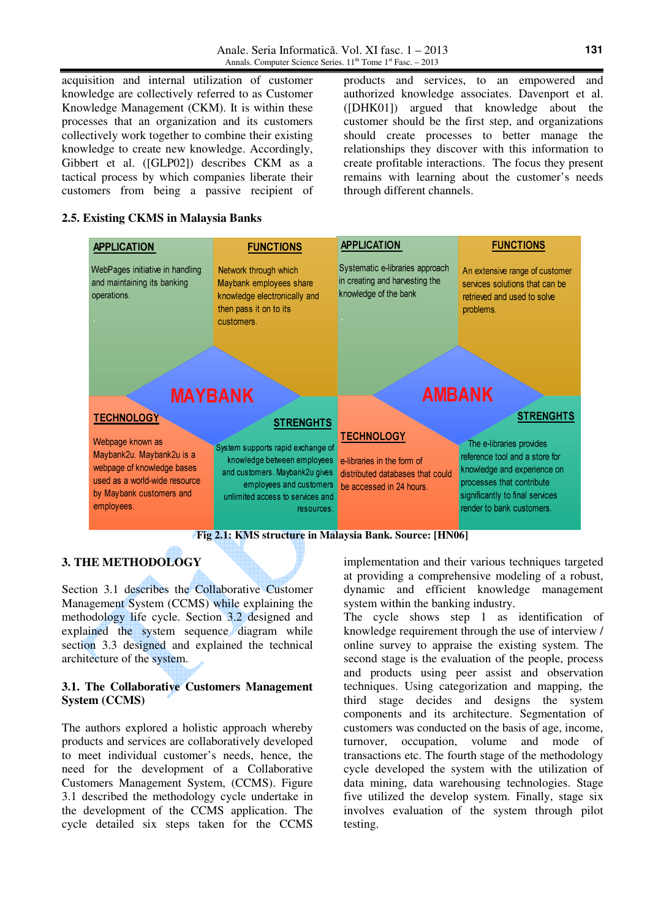acquisition and internal utilization of customer knowledge are collectively referred to as Customer Knowledge Management (CKM). It is within these processes that an organization and its customers collectively work together to combine their existing knowledge to create new knowledge. Accordingly, Gibbert et al. ([GLP02]) describes CKM as a tactical process by which companies liberate their customers from being a passive recipient of products and services, to an empowered and authorized knowledge associates. Davenport et al. ([DHK01]) argued that knowledge about the customer should be the first step, and organizations should create processes to better manage the relationships they discover with this information to create profitable interactions. The focus they present remains with learning about the customer's needs through different channels.

### 2.5. Existing CKMS in Malaysia Banks

**MAYBANK**

| APPLICATION | FUNCTIONS |
|---|---|
| WebPages initiative in handling and maintaining its banking operations. | Network through which Maybank employees share knowledge electronically and then pass it on to its customers. |

| TECHNOLOGY | STRENGHTS |
|---|---|
| Webpage known as Maybank2u. Maybank2u is a webpage of knowledge bases used as a world-wide resource by Maybank customers and employees. | System supports rapid exchange of knowledge between employees and customers. Maybank2u gives employees and customers unlimited access to services and resources. |

**AMBANK**

| APPLICATION | FUNCTIONS |
|---|---|
| Systematic e-libraries approach in creating and harvesting the knowledge of the bank | An extensive range of customer services solutions that can be retrieved and used to solve problems. |

| TECHNOLOGY | STRENGHTS |
|---|---|
| e-libraries in the form of distributed databases that could be accessed in 24 hours. | The e-libraries provides reference tool and a store for knowledge and experience on processes that contribute significantly to final services render to bank customers. |

**Fig 2.1: KMS structure in Malaysia Bank. Source: [HN06]**

## 3. THE METHODOLOGY

Section 3.1 describes the Collaborative Customer Management System (CCMS) while explaining the methodology life cycle. Section 3.2 designed and explained the system sequence diagram while section 3.3 designed and explained the technical architecture of the system.

### 3.1. The Collaborative Customers Management System (CCMS)

The authors explored a holistic approach whereby products and services are collaboratively developed to meet individual customer's needs, hence, the need for the development of a Collaborative Customers Management System, (CCMS). Figure 3.1 described the methodology cycle undertake in the development of the CCMS application. The cycle detailed six steps taken for the CCMS implementation and their various techniques targeted at providing a comprehensive modeling of a robust, dynamic and efficient knowledge management system within the banking industry.

The cycle shows step 1 as identification of knowledge requirement through the use of interview / online survey to appraise the existing system. The second stage is the evaluation of the people, process and products using peer assist and observation techniques. Using categorization and mapping, the third stage decides and designs the system components and its architecture. Segmentation of customers was conducted on the basis of age, income, turnover, occupation, volume and mode of transactions etc. The fourth stage of the methodology cycle developed the system with the utilization of data mining, data warehousing technologies. Stage five utilized the develop system. Finally, stage six involves evaluation of the system through pilot testing.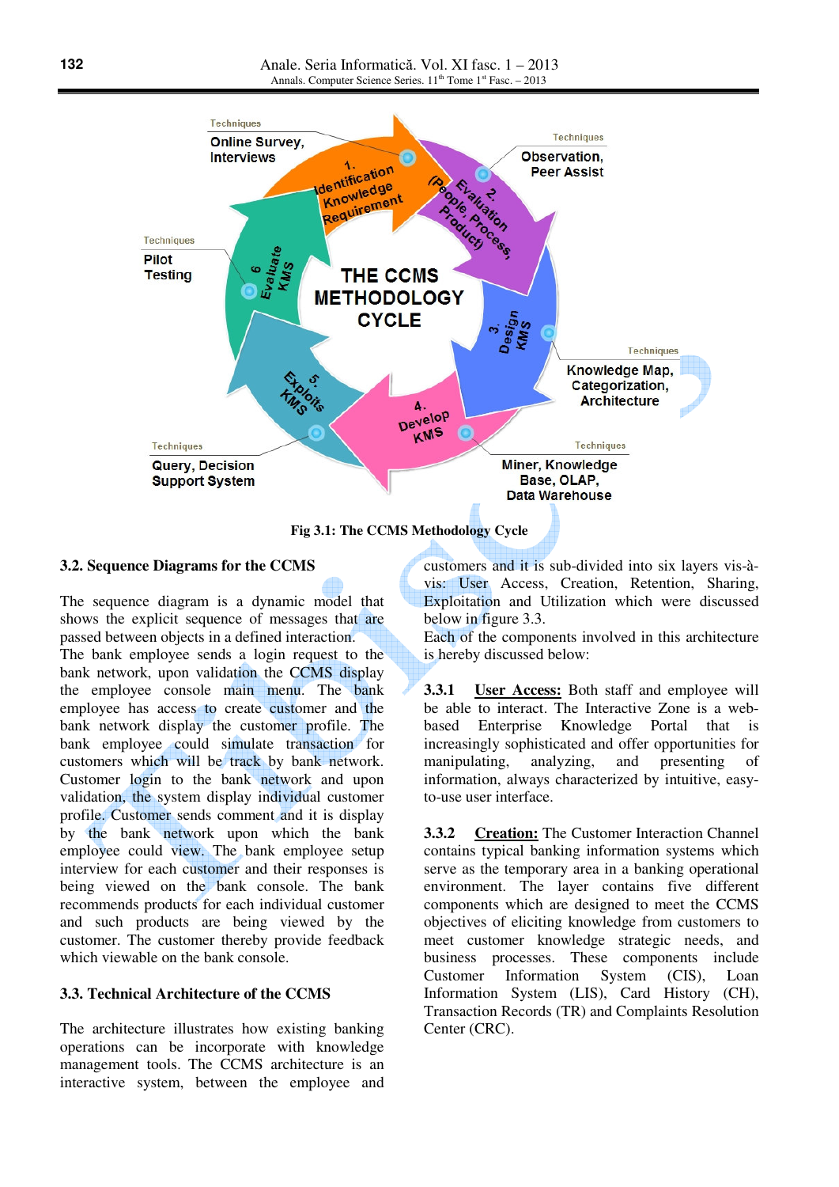Fig 3.1: The CCMS Methodology Cycle

### 3.2. Sequence Diagrams for the CCMS

The sequence diagram is a dynamic model that shows the explicit sequence of messages that are passed between objects in a defined interaction. The bank employee sends a login request to the bank network, upon validation the CCMS display the employee console main menu. The bank employee has access to create customer and the bank network display the customer profile. The bank employee could simulate transaction for customers which will be track by bank network. Customer login to the bank network and upon validation, the system display individual customer profile. Customer sends comment and it is display by the bank network upon which the bank employee could view. The bank employee setup interview for each customer and their responses is being viewed on the bank console. The bank recommends products for each individual customer and such products are being viewed by the customer. The customer thereby provide feedback which viewable on the bank console.

### 3.3. Technical Architecture of the CCMS

The architecture illustrates how existing banking operations can be incorporate with knowledge management tools. The CCMS architecture is an interactive system, between the employee and customers and it is sub-divided into six layers vis-à-vis: User Access, Creation, Retention, Sharing, Exploitation and Utilization which were discussed below in figure 3.3.

Each of the components involved in this architecture is hereby discussed below:

**3.3.1** **User Access:** Both staff and employee will be able to interact. The Interactive Zone is a web-based Enterprise Knowledge Portal that is increasingly sophisticated and offer opportunities for manipulating, analyzing, and presenting of information, always characterized by intuitive, easy-to-use user interface.

**3.3.2** **Creation:** The Customer Interaction Channel contains typical banking information systems which serve as the temporary area in a banking operational environment. The layer contains five different components which are designed to meet the CCMS objectives of eliciting knowledge from customers to meet customer knowledge strategic needs, and business processes. These components include Customer Information System (CIS), Loan Information System (LIS), Card History (CH), Transaction Records (TR) and Complaints Resolution Center (CRC).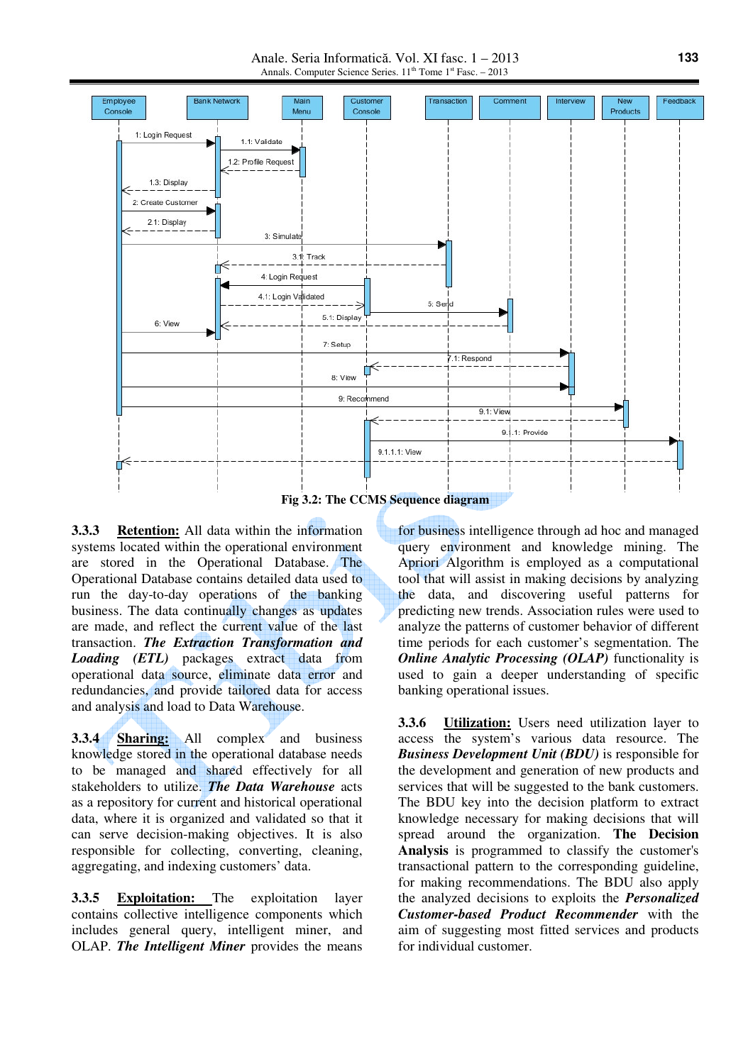Fig 3.2: The CCMS Sequence diagram

**3.3.3 Retention:** All data within the information systems located within the operational environment are stored in the Operational Database. The Operational Database contains detailed data used to run the day-to-day operations of the banking business. The data continually changes as updates are made, and reflect the current value of the last transaction. ***The Extraction Transformation and Loading (ETL)*** packages extract data from operational data source, eliminate data error and redundancies, and provide tailored data for access and analysis and load to Data Warehouse.

**3.3.4 Sharing:** All complex and business knowledge stored in the operational database needs to be managed and shared effectively for all stakeholders to utilize. ***The Data Warehouse*** acts as a repository for current and historical operational data, where it is organized and validated so that it can serve decision-making objectives. It is also responsible for collecting, converting, cleaning, aggregating, and indexing customers' data.

**3.3.5 Exploitation:** The exploitation layer contains collective intelligence components which includes general query, intelligent miner, and OLAP. ***The Intelligent Miner*** provides the means for business intelligence through ad hoc and managed query environment and knowledge mining. The Apriori Algorithm is employed as a computational tool that will assist in making decisions by analyzing the data, and discovering useful patterns for predicting new trends. Association rules were used to analyze the patterns of customer behavior of different time periods for each customer's segmentation. The ***Online Analytic Processing (OLAP)*** functionality is used to gain a deeper understanding of specific banking operational issues.

**3.3.6 Utilization:** Users need utilization layer to access the system's various data resource. The ***Business Development Unit (BDU)*** is responsible for the development and generation of new products and services that will be suggested to the bank customers. The BDU key into the decision platform to extract knowledge necessary for making decisions that will spread around the organization. **The Decision Analysis** is programmed to classify the customer's transactional pattern to the corresponding guideline, for making recommendations. The BDU also apply the analyzed decisions to exploits the ***Personalized Customer-based Product Recommender*** with the aim of suggesting most fitted services and products for individual customer.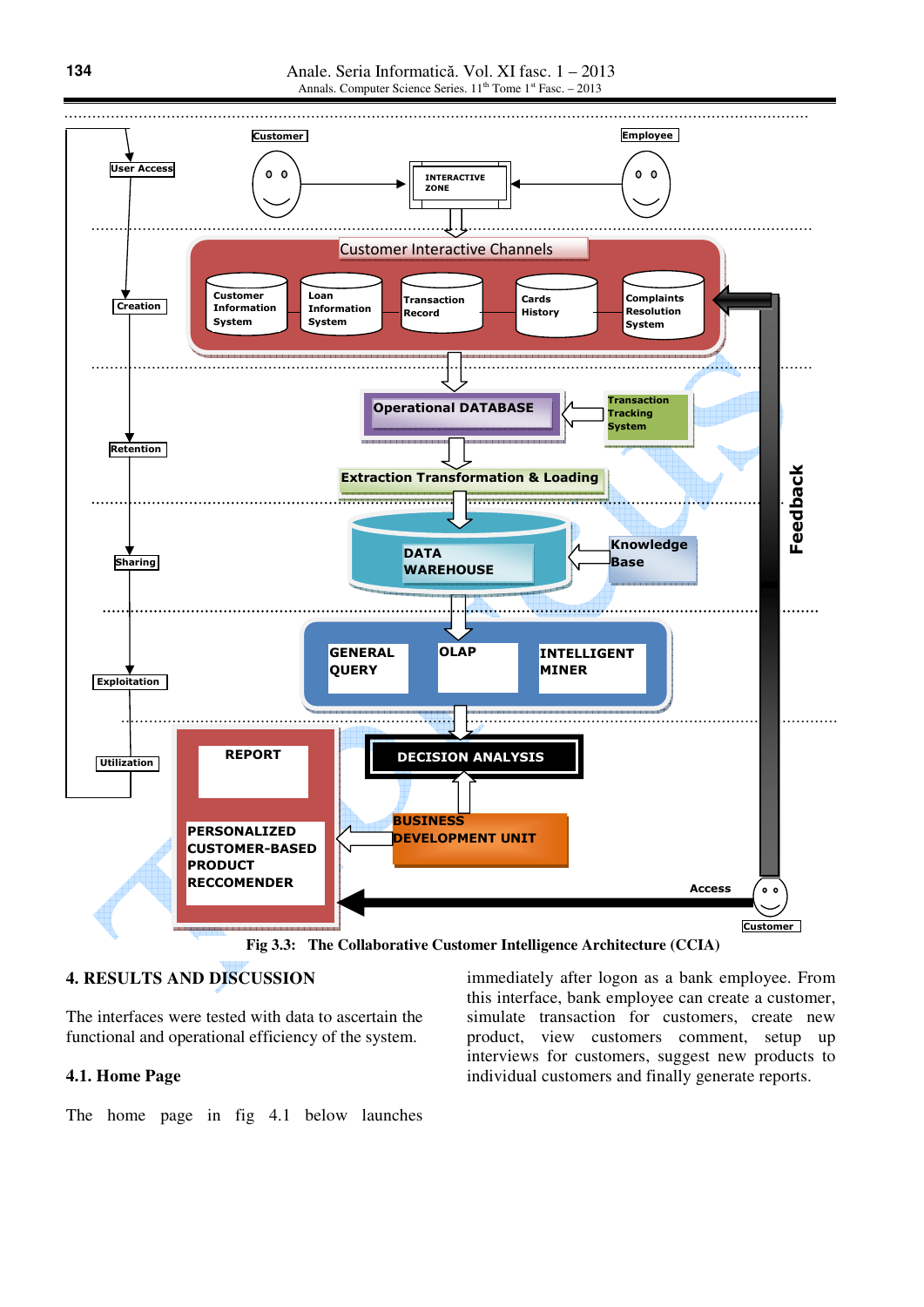Fig 3.3: The Collaborative Customer Intelligence Architecture (CCIA)

## 4. RESULTS AND DISCUSSION

The interfaces were tested with data to ascertain the functional and operational efficiency of the system.

### 4.1. Home Page

The home page in fig 4.1 below launches immediately after logon as a bank employee. From this interface, bank employee can create a customer, simulate transaction for customers, create new product, view customers comment, setup up interviews for customers, suggest new products to individual customers and finally generate reports.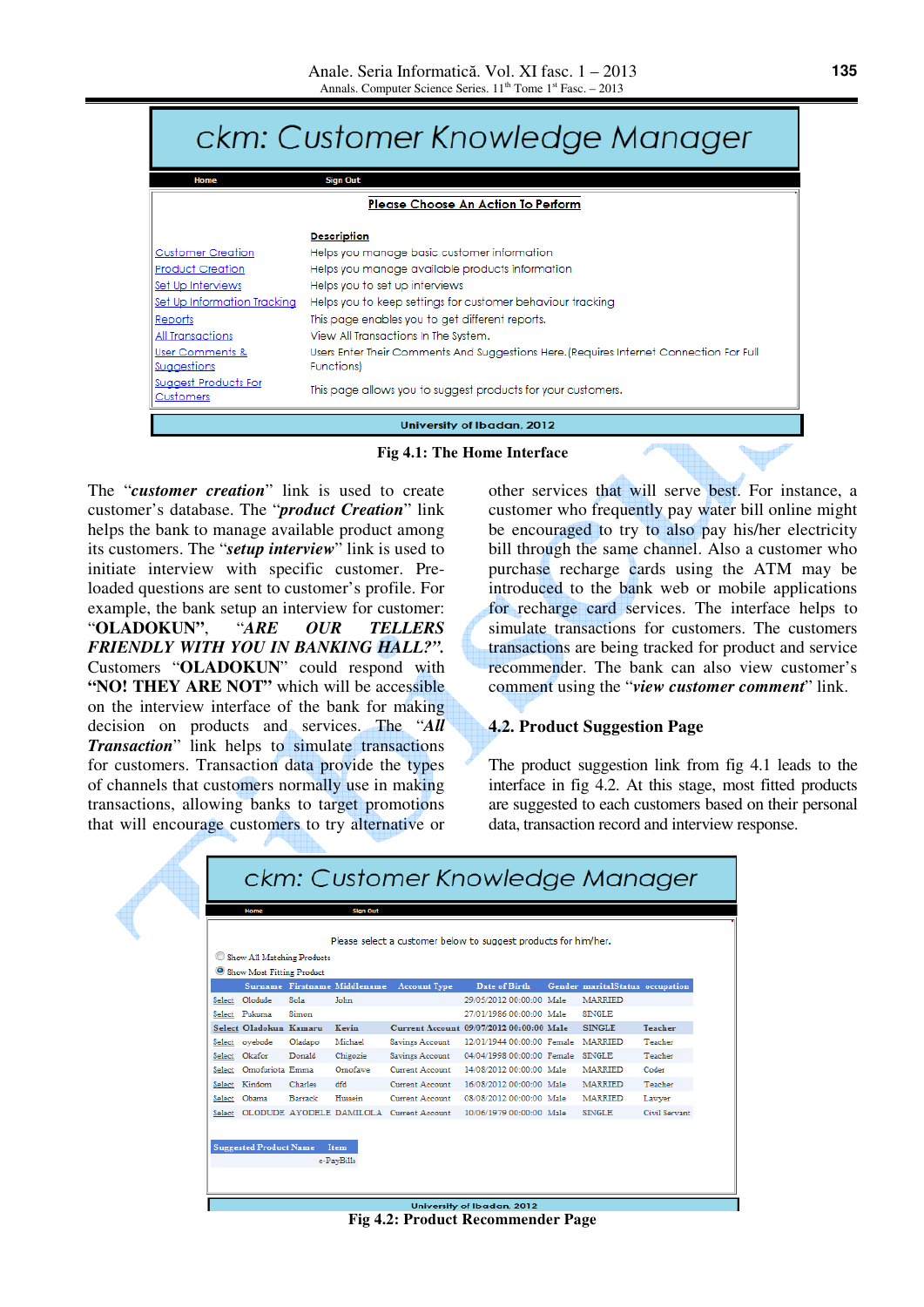ckm: Customer Knowledge Manager

Home | Sign Out

**Please Choose An Action To Perform**

| | Description |
|---|---|
| Customer Creation | Helps you manage basic customer information |
| Product Creation | Helps you manage available products information |
| Set Up Interviews | Helps you to set up interviews |
| Set Up Information Tracking | Helps you to keep settings for customer behaviour tracking |
| Reports | This page enables you to get different reports. |
| All Transactions | View All Transactions In The System. |
| User Comments & Suggestions | Users Enter Their Comments And Suggestions Here.(Requires Internet Connection For Full Functions) |
| Suggest Products For Customers | This page allows you to suggest products for your customers. |

University of Ibadan, 2012

**Fig 4.1: The Home Interface**

The "***customer creation***" link is used to create customer's database. The "***product Creation***" link helps the bank to manage available product among its customers. The "***setup interview***" link is used to initiate interview with specific customer. Pre-loaded questions are sent to customer's profile. For example, the bank setup an interview for customer: "**OLADOKUN**", "***ARE OUR TELLERS FRIENDLY WITH YOU IN BANKING HALL?***". Customers "**OLADOKUN**" could respond with "**NO! THEY ARE NOT**" which will be accessible on the interview interface of the bank for making decision on products and services. The "***All Transaction***" link helps to simulate transactions for customers. Transaction data provide the types of channels that customers normally use in making transactions, allowing banks to target promotions that will encourage customers to try alternative or other services that will serve best. For instance, a customer who frequently pay water bill online might be encouraged to try to also pay his/her electricity bill through the same channel. Also a customer who purchase recharge cards using the ATM may be introduced to the bank web or mobile applications for recharge card services. The interface helps to simulate transactions for customers. The customers transactions are being tracked for product and service recommender. The bank can also view customer's comment using the "***view customer comment***" link.

## 4.2. Product Suggestion Page

The product suggestion link from fig 4.1 leads to the interface in fig 4.2. At this stage, most fitted products are suggested to each customers based on their personal data, transaction record and interview response.

ckm: Customer Knowledge Manager

Home | Sign Out

Please select a customer below to suggest products for him/her.

○ Show All Matching Products
◉ Show Most Fitting Product

| | Surname | Firstname | Middlename | Account Type | Date of Birth | Gender | maritalStatus | occupation |
|---|---|---|---|---|---|---|---|---|
| Select | Olodude | Sola | John | | 29/05/2012 00:00:00 | Male | MARRIED | |
| Select | Pukuma | Simon | | | 27/01/1986 00:00:00 | Male | SINGLE | |
| **Select** | **Oladokun** | **Kamaru** | **Kevin** | **Current Account** | **09/07/2012 00:00:00** | **Male** | **SINGLE** | **Teacher** |
| Select | oyebode | Oladapo | Michael | Savings Account | 12/01/1944 00:00:00 | Female | MARRIED | Teacher |
| Select | Okafor | Donald | Chigozie | Savings Account | 04/04/1998 00:00:00 | Female | SINGLE | Teacher |
| Select | Omofuriota | Emma | Omofave | Current Account | 14/08/2012 00:00:00 | Male | MARRIED | Coder |
| Select | Kindom | Charles | dfd | Current Account | 16/08/2012 00:00:00 | Male | MARRIED | Teacher |
| Select | Obama | Barrack | Hussein | Current Account | 08/08/2012 00:00:00 | Male | MARRIED | Lawyer |
| Select | OLODUDE | AYODELE | DAMILOLA | Current Account | 10/06/1979 00:00:00 | Male | SINGLE | Civil Servant |

| Suggested Product Name | Item |
|---|---|
| | e-PayBills |

University of Ibadan, 2012

**Fig 4.2: Product Recommender Page**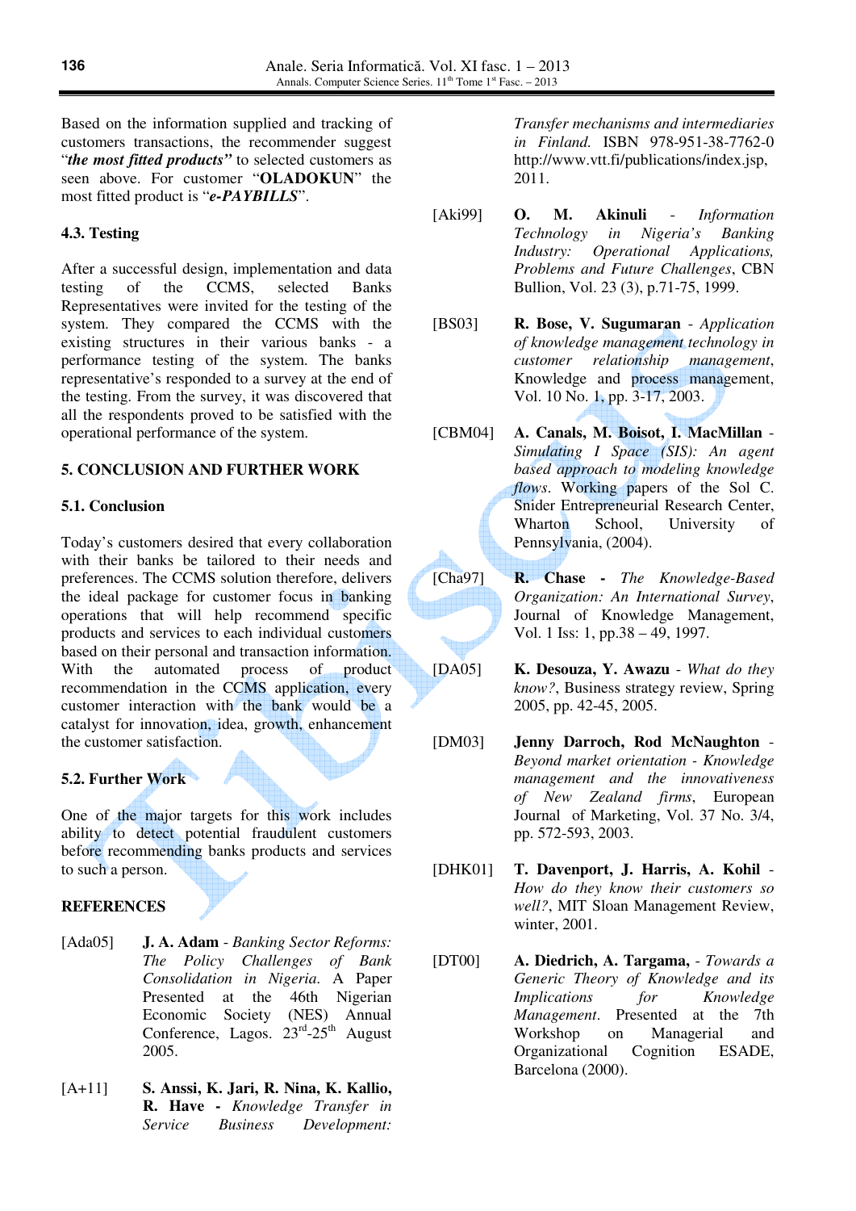Based on the information supplied and tracking of customers transactions, the recommender suggest "***the most fitted products***" to selected customers as seen above. For customer "**OLADOKUN**" the most fitted product is "***e-PAYBILLS***".

### 4.3. Testing

After a successful design, implementation and data testing of the CCMS, selected Banks Representatives were invited for the testing of the system. They compared the CCMS with the existing structures in their various banks - a performance testing of the system. The banks representative's responded to a survey at the end of the testing. From the survey, it was discovered that all the respondents proved to be satisfied with the operational performance of the system.

## 5. CONCLUSION AND FURTHER WORK

### 5.1. Conclusion

Today's customers desired that every collaboration with their banks be tailored to their needs and preferences. The CCMS solution therefore, delivers the ideal package for customer focus in banking operations that will help recommend specific products and services to each individual customers based on their personal and transaction information. With the automated process of product recommendation in the CCMS application, every customer interaction with the bank would be a catalyst for innovation, idea, growth, enhancement the customer satisfaction.

### 5.2. Further Work

One of the major targets for this work includes ability to detect potential fraudulent customers before recommending banks products and services to such a person.

## REFERENCES

[Ada05] **J. A. Adam** - *Banking Sector Reforms: The Policy Challenges of Bank Consolidation in Nigeria.* A Paper Presented at the 46th Nigerian Economic Society (NES) Annual Conference, Lagos. 23rd-25th August 2005.

[A+11] **S. Anssi, K. Jari, R. Nina, K. Kallio, R. Have** - *Knowledge Transfer in Service Business Development: Transfer mechanisms and intermediaries in Finland.* ISBN 978-951-38-7762-0 http://www.vtt.fi/publications/index.jsp, 2011.

[Aki99] **O. M. Akinuli** - *Information Technology in Nigeria's Banking Industry: Operational Applications, Problems and Future Challenges*, CBN Bullion, Vol. 23 (3), p.71-75, 1999.

[BS03] **R. Bose, V. Sugumaran** - *Application of knowledge management technology in customer relationship management*, Knowledge and process management, Vol. 10 No. 1, pp. 3-17, 2003.

[CBM04] **A. Canals, M. Boisot, I. MacMillan** - *Simulating I Space (SIS): An agent based approach to modeling knowledge flows*. Working papers of the Sol C. Snider Entrepreneurial Research Center, Wharton School, University of Pennsylvania, (2004).

[Cha97] **R. Chase** - *The Knowledge-Based Organization: An International Survey*, Journal of Knowledge Management, Vol. 1 Iss: 1, pp.38 – 49, 1997.

[DA05] **K. Desouza, Y. Awazu** - *What do they know?*, Business strategy review, Spring 2005, pp. 42-45, 2005.

[DM03] **Jenny Darroch, Rod McNaughton** - *Beyond market orientation - Knowledge management and the innovativeness of New Zealand firms*, European Journal of Marketing, Vol. 37 No. 3/4, pp. 572-593, 2003.

[DHK01] **T. Davenport, J. Harris, A. Kohil** - *How do they know their customers so well?*, MIT Sloan Management Review, winter, 2001.

[DT00] **A. Diedrich, A. Targama,** - *Towards a Generic Theory of Knowledge and its Implications for Knowledge Management*. Presented at the 7th Workshop on Managerial and Organizational Cognition ESADE, Barcelona (2000).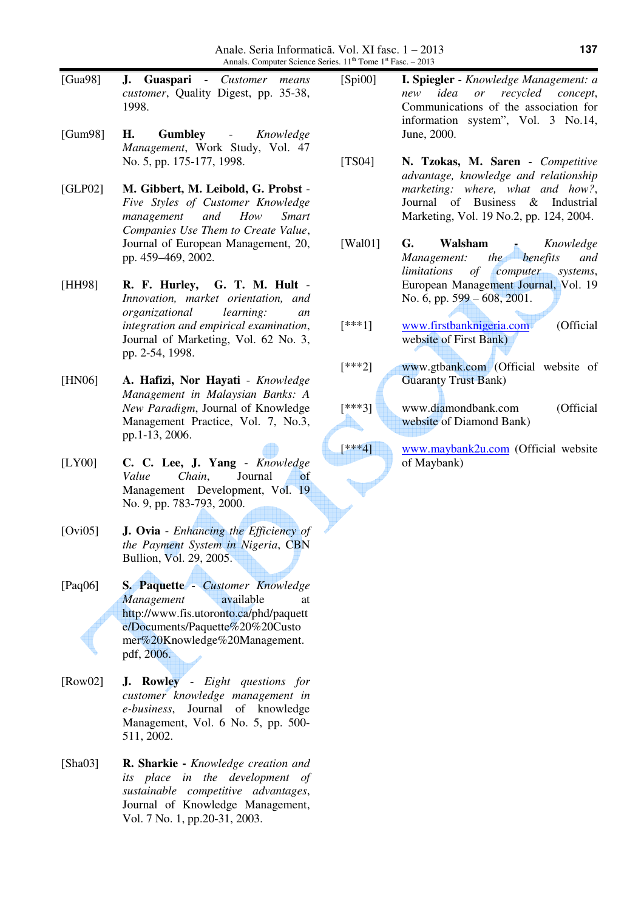[Gua98] **J. Guaspari** - *Customer means customer*, Quality Digest, pp. 35-38, 1998.

[Gum98] **H. Gumbley** - *Knowledge Management*, Work Study, Vol. 47 No. 5, pp. 175-177, 1998.

[GLP02] **M. Gibbert, M. Leibold, G. Probst** - *Five Styles of Customer Knowledge management and How Smart Companies Use Them to Create Value*, Journal of European Management, 20, pp. 459–469, 2002.

[HH98] **R. F. Hurley, G. T. M. Hult** - *Innovation, market orientation, and organizational learning: an integration and empirical examination*, Journal of Marketing, Vol. 62 No. 3, pp. 2-54, 1998.

[HN06] **A. Hafizi, Nor Hayati** - *Knowledge Management in Malaysian Banks: A New Paradigm*, Journal of Knowledge Management Practice, Vol. 7, No.3, pp.1-13, 2006.

[LY00] **C. C. Lee, J. Yang** - *Knowledge Value Chain*, Journal of Management Development, Vol. 19 No. 9, pp. 783-793, 2000.

[Ovi05] **J. Ovia** - *Enhancing the Efficiency of the Payment System in Nigeria*, CBN Bullion, Vol. 29, 2005.

[Paq06] **S. Paquette** - *Customer Knowledge Management* available at http://www.fis.utoronto.ca/phd/paquette/Documents/Paquette%20%20Customer%20Knowledge%20Management.pdf, 2006.

[Row02] **J. Rowley** - *Eight questions for customer knowledge management in e-business*, Journal of knowledge Management, Vol. 6 No. 5, pp. 500-511, 2002.

[Sha03] **R. Sharkie** - *Knowledge creation and its place in the development of sustainable competitive advantages*, Journal of Knowledge Management, Vol. 7 No. 1, pp.20-31, 2003.

[Spi00] **I. Spiegler** - *Knowledge Management: a new idea or recycled concept*, Communications of the association for information system", Vol. 3 No.14, June, 2000.

[TS04] **N. Tzokas, M. Saren** - *Competitive advantage, knowledge and relationship marketing: where, what and how?*, Journal of Business & Industrial Marketing, Vol. 19 No.2, pp. 124, 2004.

[Wal01] **G. Walsham** - *Knowledge Management: the benefits and limitations of computer systems*, European Management Journal, Vol. 19 No. 6, pp. 599 – 608, 2001.

[***1] www.firstbanknigeria.com (Official website of First Bank)

[***2] www.gtbank.com (Official website of Guaranty Trust Bank)

[***3] www.diamondbank.com (Official website of Diamond Bank)

[***4] www.maybank2u.com (Official website of Maybank)